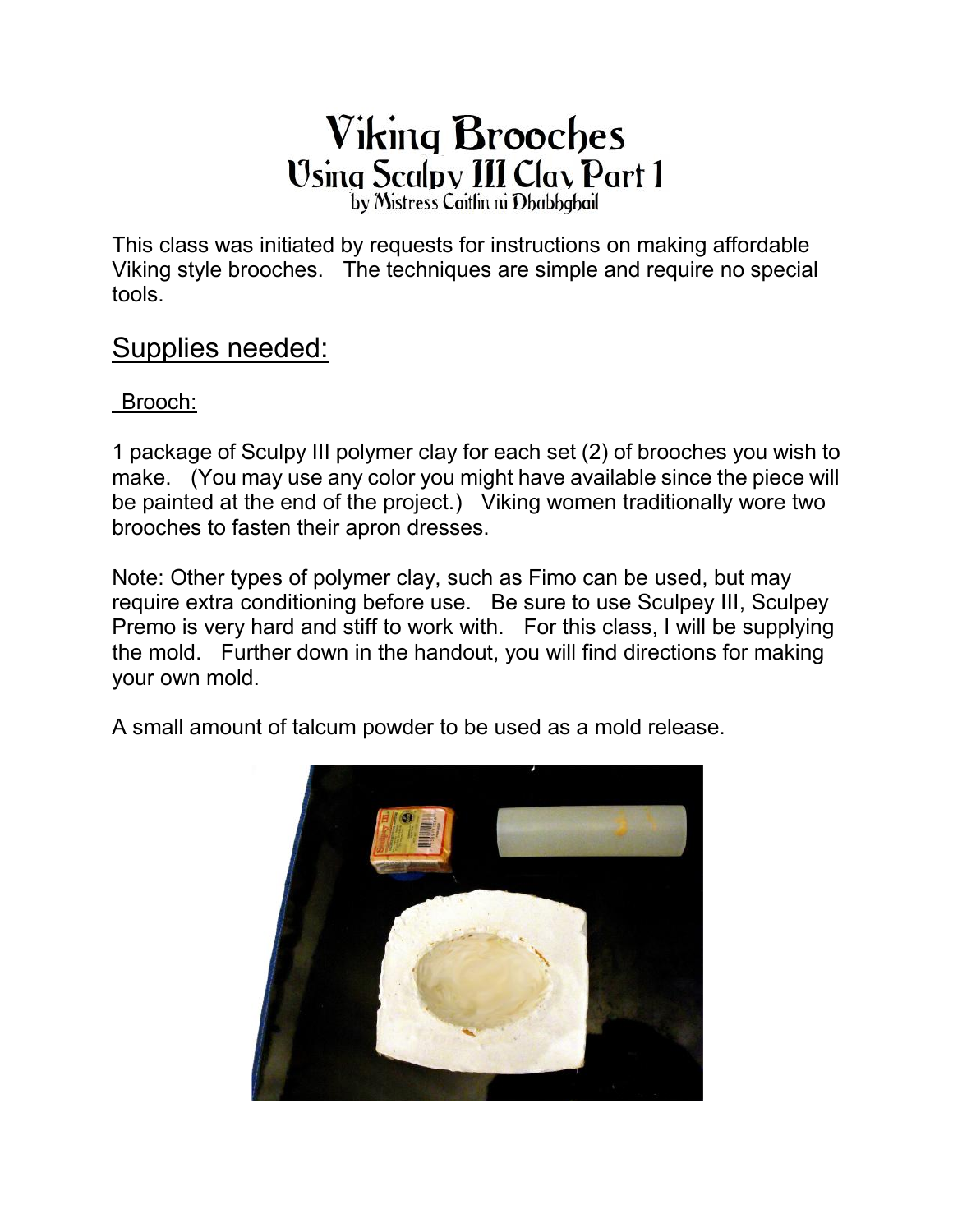# Viking Brooches

## Using Sculpy III Clay Part 1

by Mistress Caitlin ni Dhabhghail

This class was initiated by requests for instructions on making affordable Viking style brooches. The techniques are simple and require no special tools.

## Supplies needed:

Brooch:

1 package of Sculpy III polymer clay for each set (2) of brooches you wish to make. (You may use any color you might have available since the piece will be painted at the end of the project.) Viking women traditionally wore two brooches to fasten their apron dresses.

Note: Other types of polymer clay, such as Fimo can be used, but may require extra conditioning before use. Be sure to use Sculpey III, Sculpey Premo is very hard and stiff to work with. For this class, I will be supplying the mold. Further down in the handout, you will find directions for making your own mold.

A small amount of talcum powder to be used as a mold release.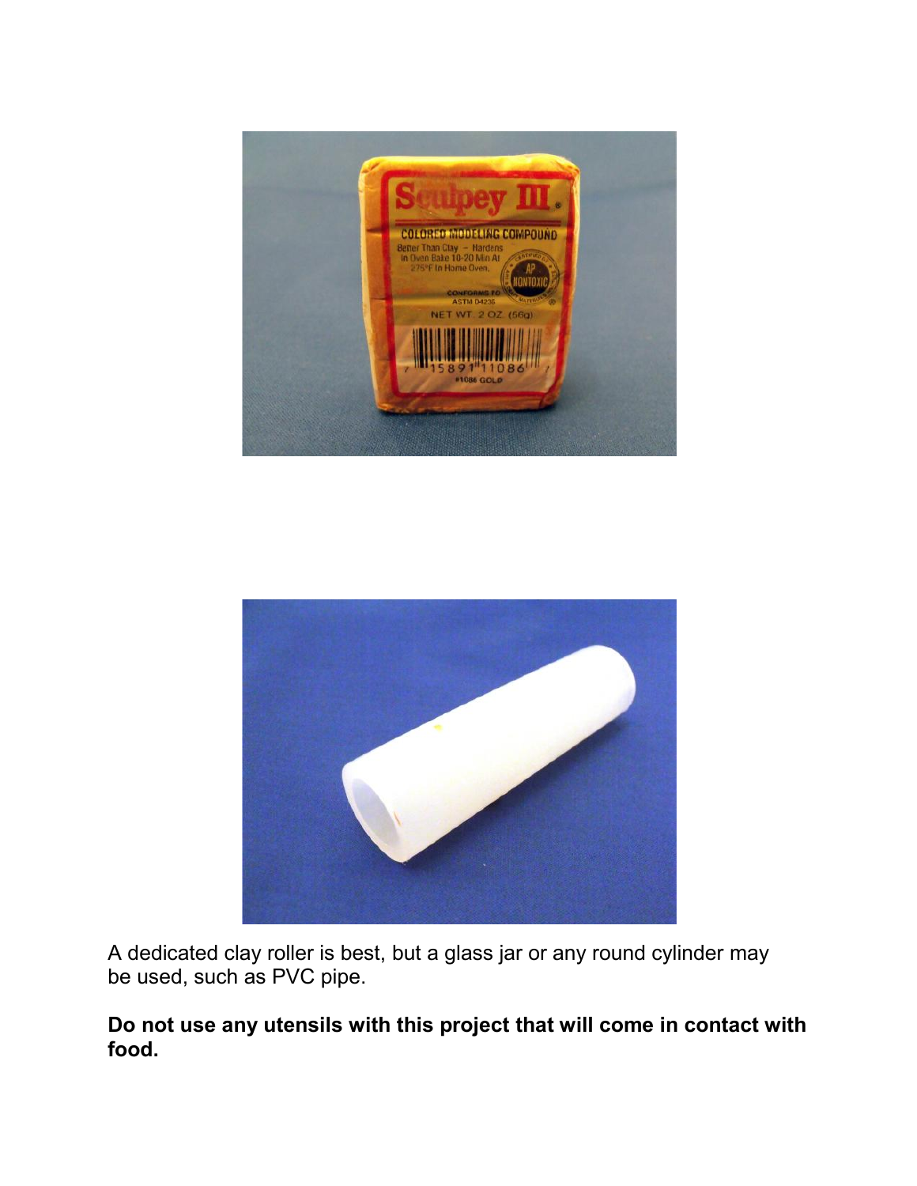A dedicated clay roller is best, but a glass jar or any round cylinder may be used, such as PVC pipe.

**Do not use any utensils with this project that will come in contact with food.**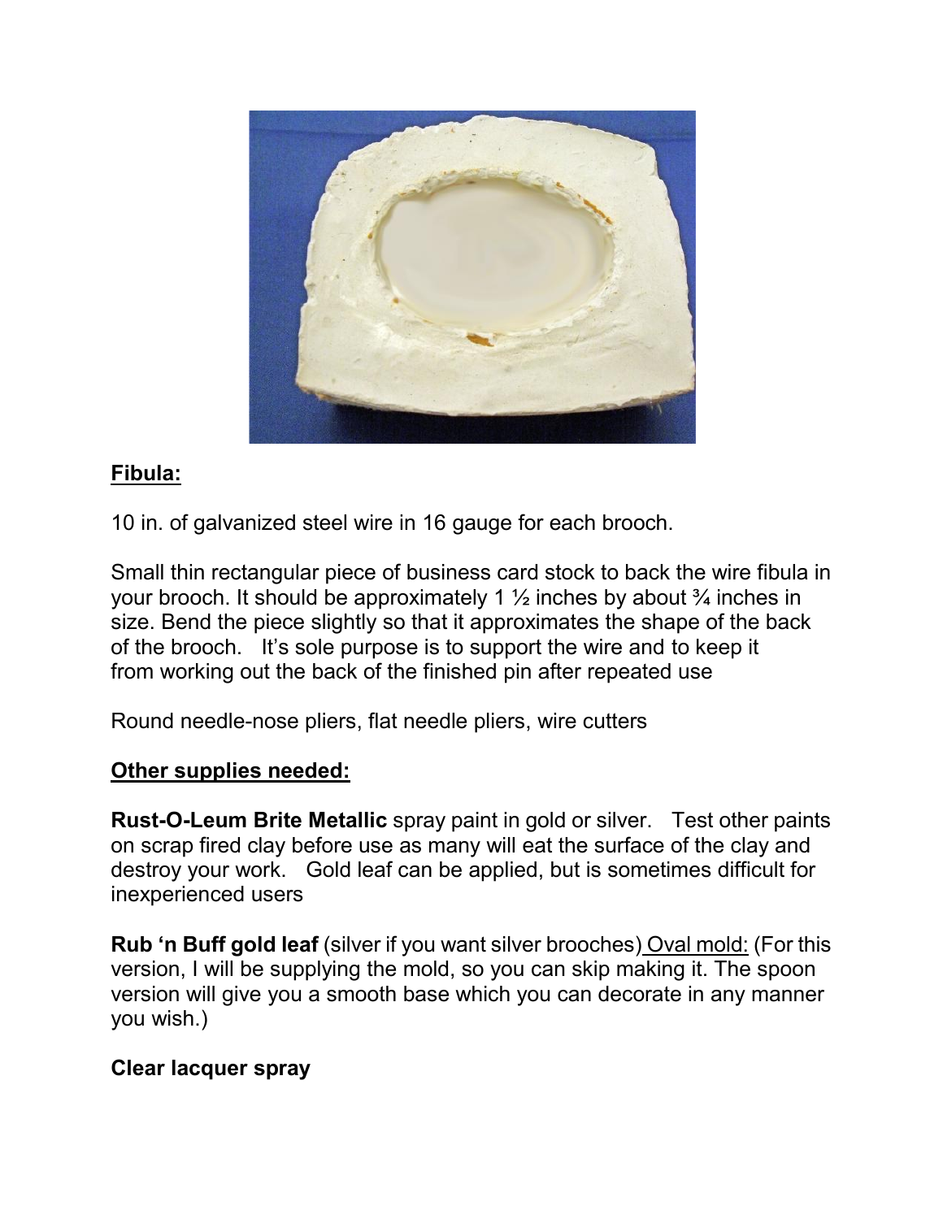**Fibula:**

10 in. of galvanized steel wire in 16 gauge for each brooch.

Small thin rectangular piece of business card stock to back the wire fibula in your brooch. It should be approximately 1 ½ inches by about ¾ inches in size. Bend the piece slightly so that it approximates the shape of the back of the brooch. It's sole purpose is to support the wire and to keep it from working out the back of the finished pin after repeated use

Round needle-nose pliers, flat needle pliers, wire cutters

**Other supplies needed:**

**Rust-O-Leum Brite Metallic** spray paint in gold or silver. Test other paints on scrap fired clay before use as many will eat the surface of the clay and destroy your work. Gold leaf can be applied, but is sometimes difficult for inexperienced users

**Rub 'n Buff gold leaf** (silver if you want silver brooches) Oval mold: (For this version, I will be supplying the mold, so you can skip making it. The spoon version will give you a smooth base which you can decorate in any manner you wish.)

**Clear lacquer spray**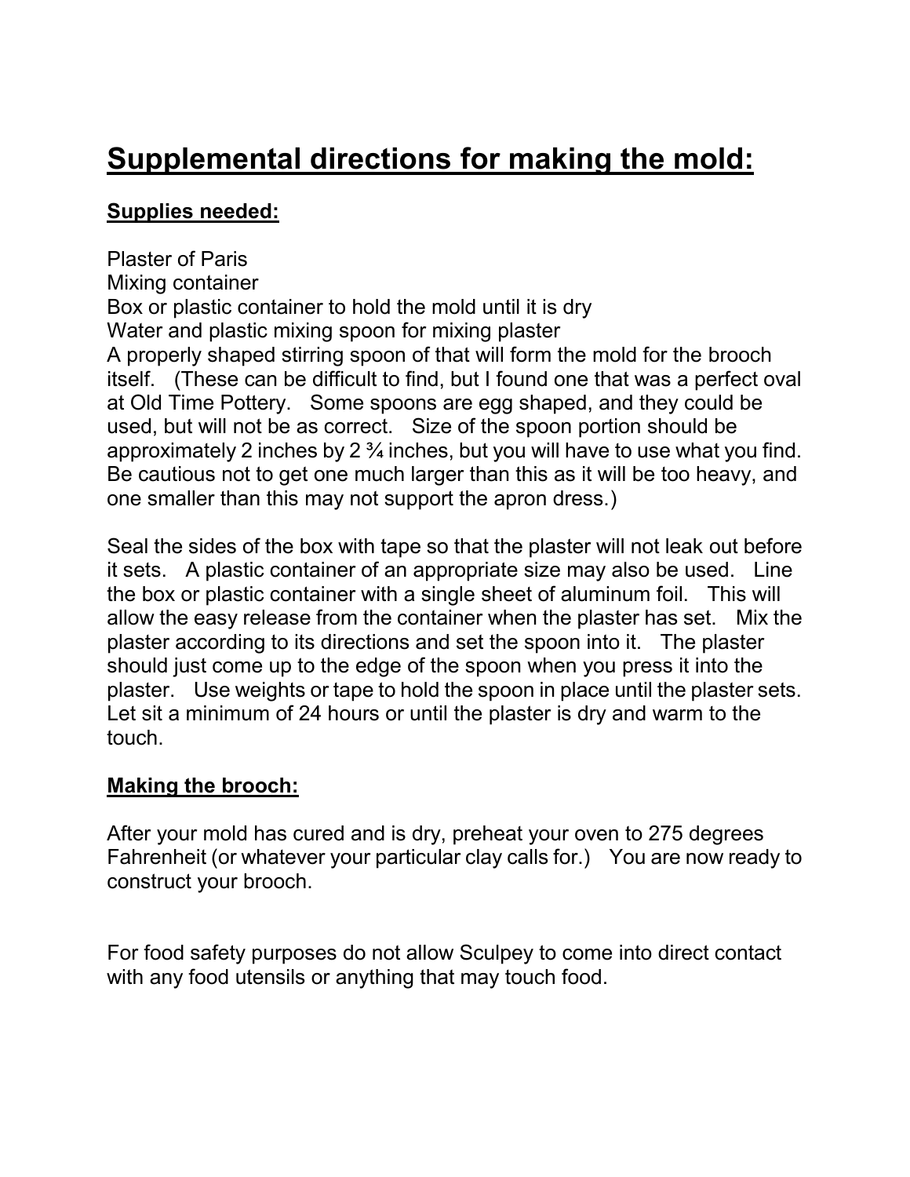# Supplemental directions for making the mold:

**Supplies needed:**

Plaster of Paris
Mixing container
Box or plastic container to hold the mold until it is dry
Water and plastic mixing spoon for mixing plaster
A properly shaped stirring spoon of that will form the mold for the brooch itself. (These can be difficult to find, but I found one that was a perfect oval at Old Time Pottery. Some spoons are egg shaped, and they could be used, but will not be as correct. Size of the spoon portion should be approximately 2 inches by 2 ¾ inches, but you will have to use what you find. Be cautious not to get one much larger than this as it will be too heavy, and one smaller than this may not support the apron dress.)

Seal the sides of the box with tape so that the plaster will not leak out before it sets. A plastic container of an appropriate size may also be used. Line the box or plastic container with a single sheet of aluminum foil. This will allow the easy release from the container when the plaster has set. Mix the plaster according to its directions and set the spoon into it. The plaster should just come up to the edge of the spoon when you press it into the plaster. Use weights or tape to hold the spoon in place until the plaster sets. Let sit a minimum of 24 hours or until the plaster is dry and warm to the touch.

**Making the brooch:**

After your mold has cured and is dry, preheat your oven to 275 degrees Fahrenheit (or whatever your particular clay calls for.) You are now ready to construct your brooch.

For food safety purposes do not allow Sculpey to come into direct contact with any food utensils or anything that may touch food.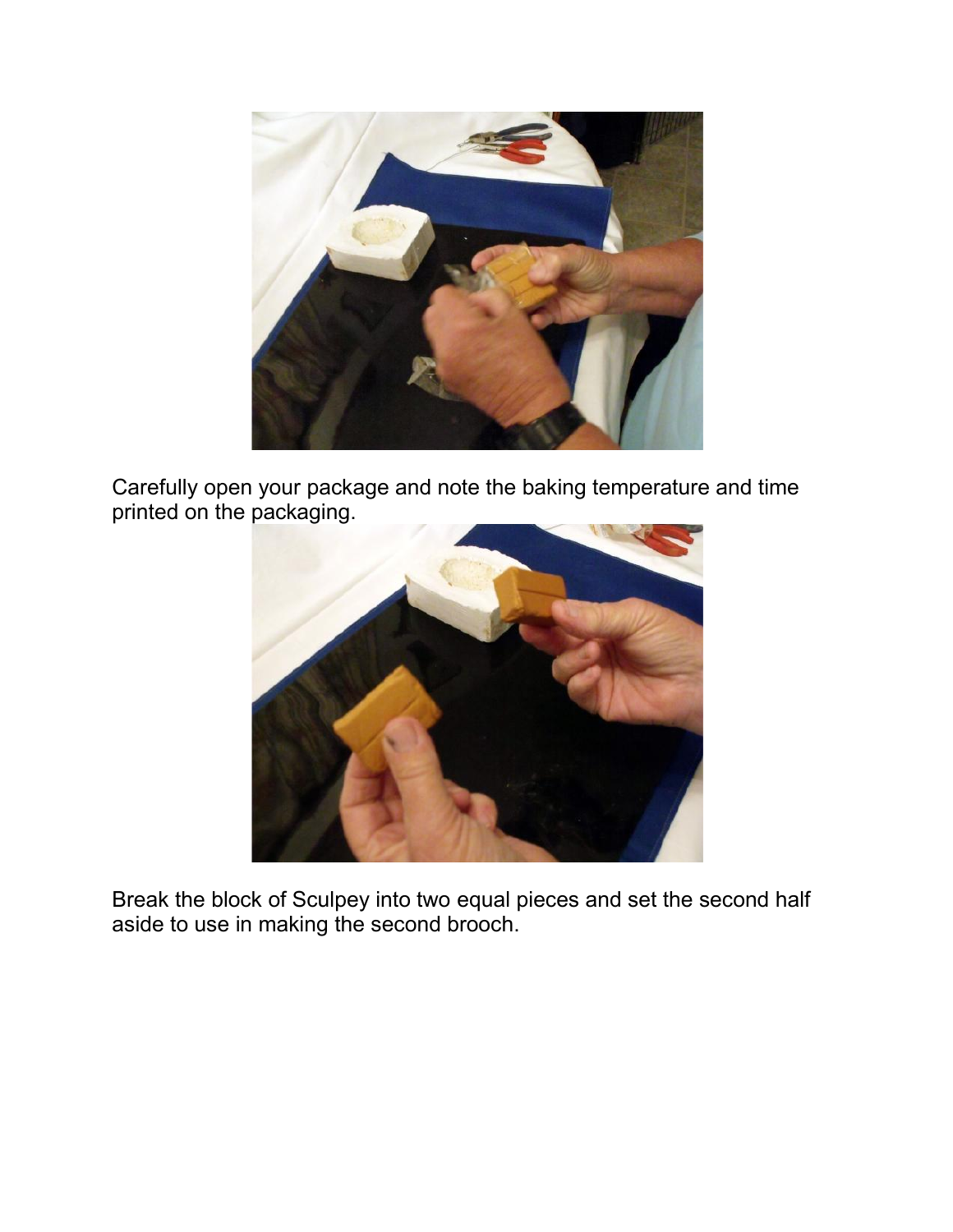Carefully open your package and note the baking temperature and time printed on the packaging.

Break the block of Sculpey into two equal pieces and set the second half aside to use in making the second brooch.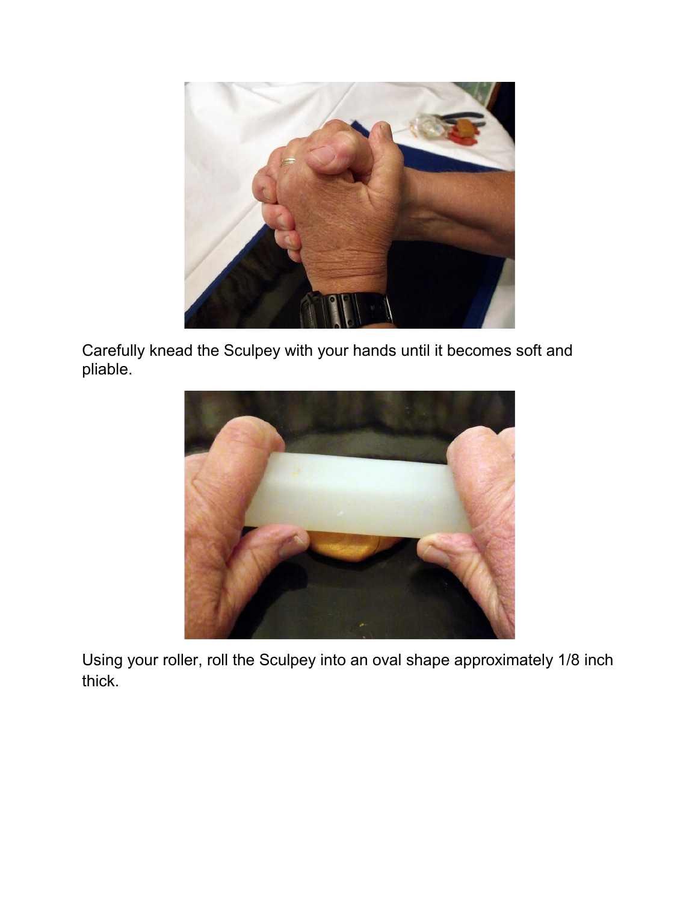Carefully knead the Sculpey with your hands until it becomes soft and pliable.

Using your roller, roll the Sculpey into an oval shape approximately 1/8 inch thick.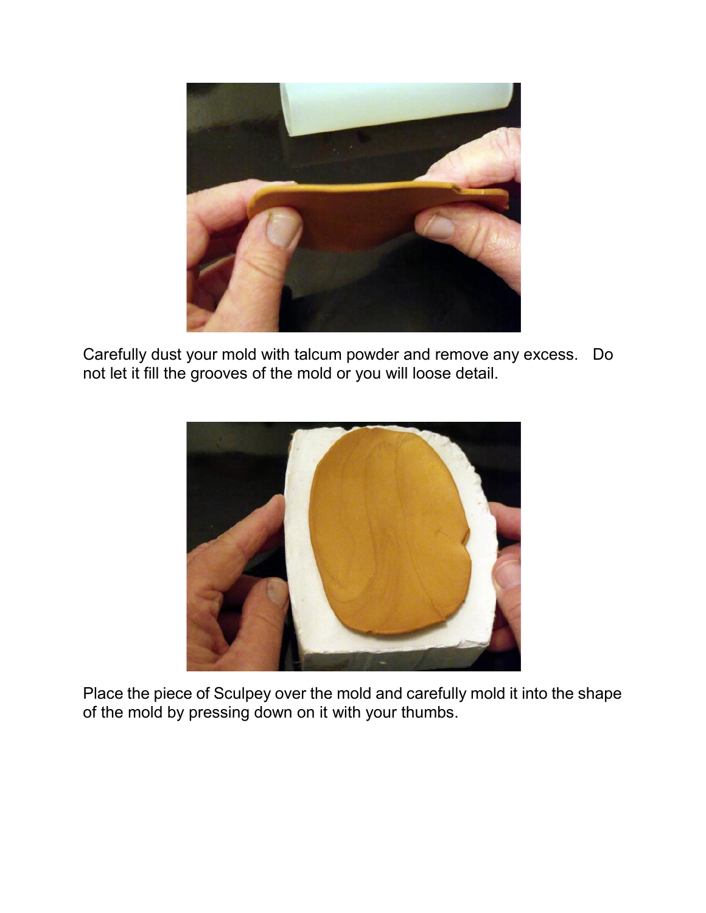Carefully dust your mold with talcum powder and remove any excess. Do not let it fill the grooves of the mold or you will loose detail.

Place the piece of Sculpey over the mold and carefully mold it into the shape of the mold by pressing down on it with your thumbs.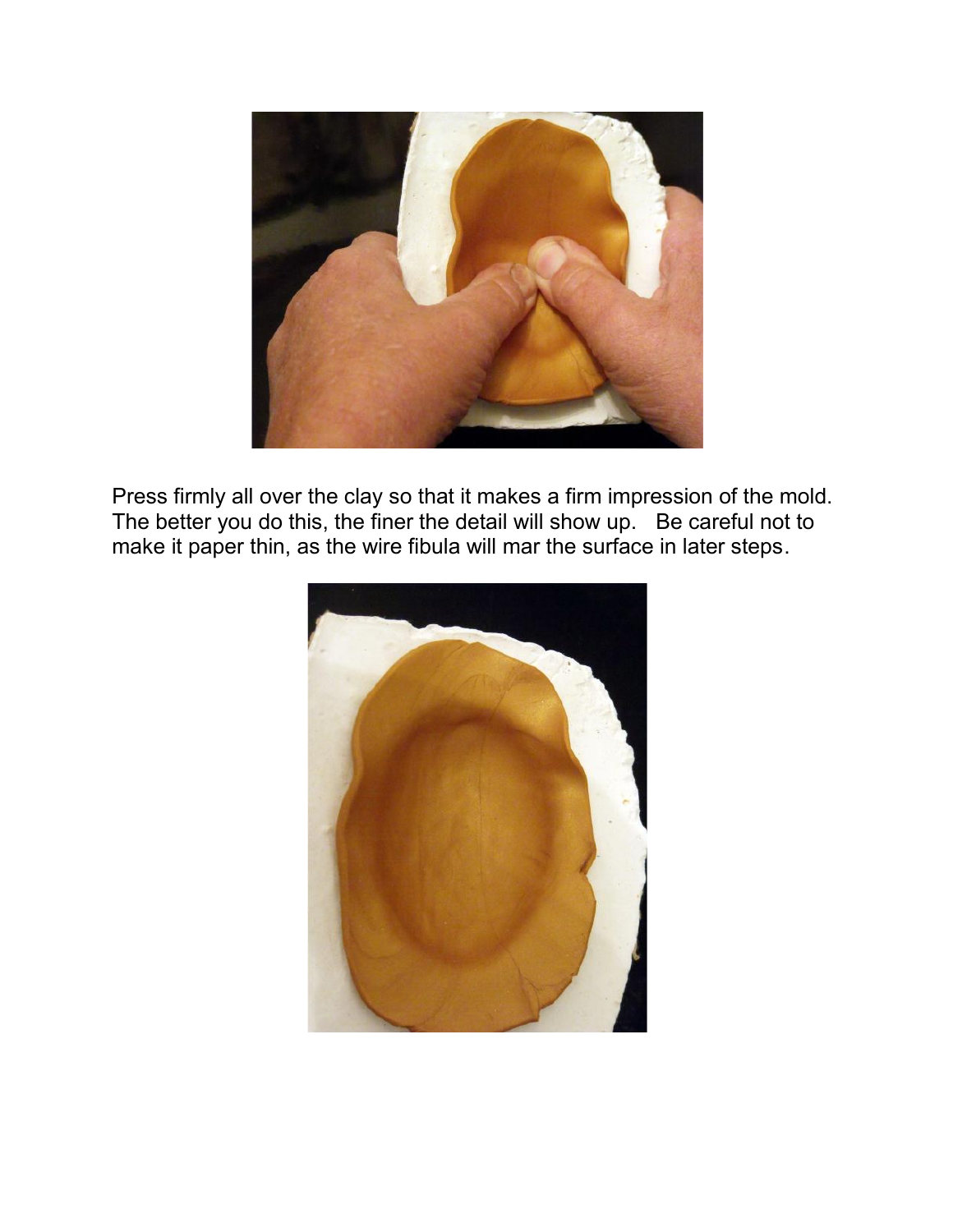Press firmly all over the clay so that it makes a firm impression of the mold. The better you do this, the finer the detail will show up. Be careful not to make it paper thin, as the wire fibula will mar the surface in later steps.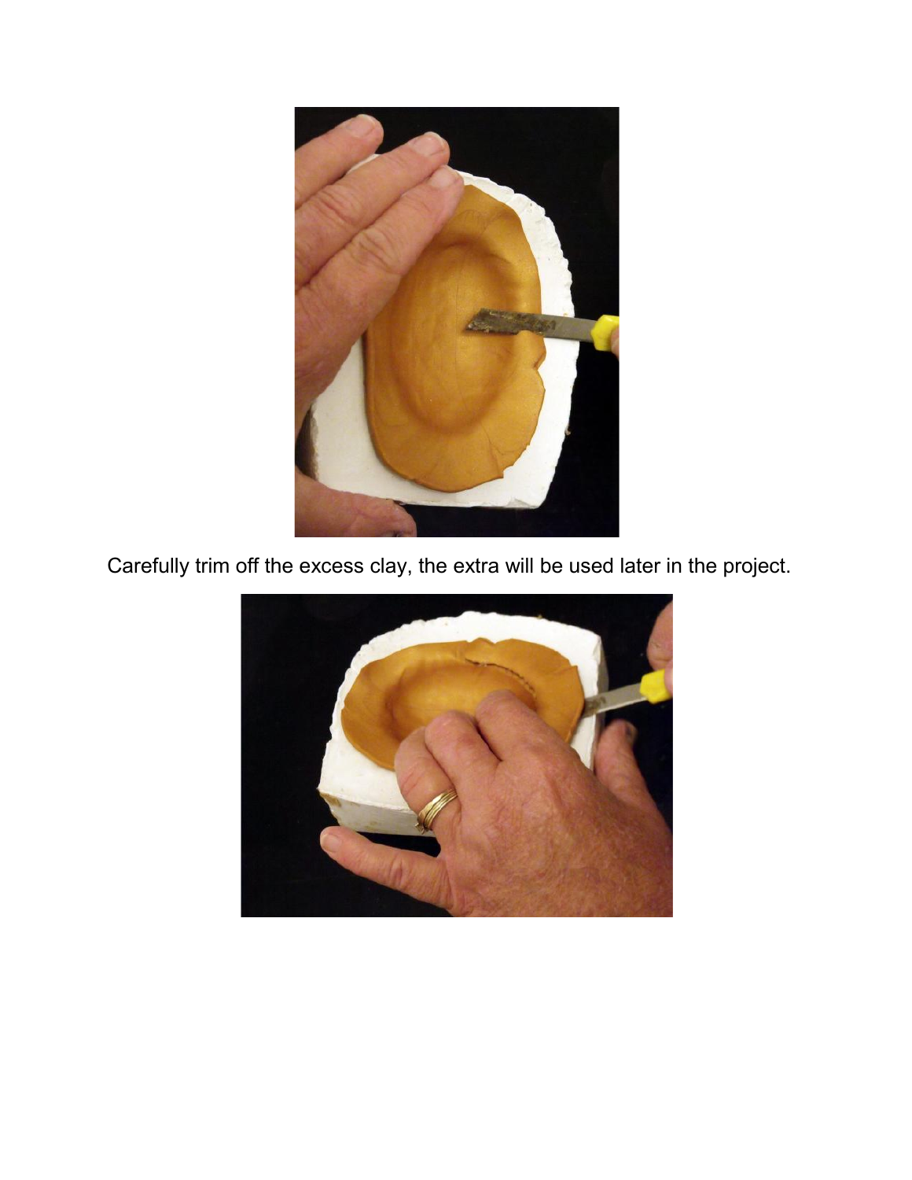Carefully trim off the excess clay, the extra will be used later in the project.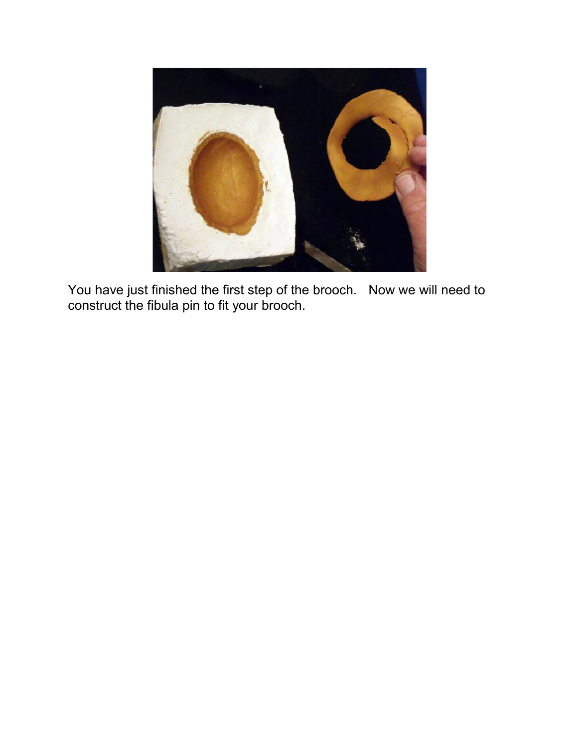You have just finished the first step of the brooch. Now we will need to construct the fibula pin to fit your brooch.